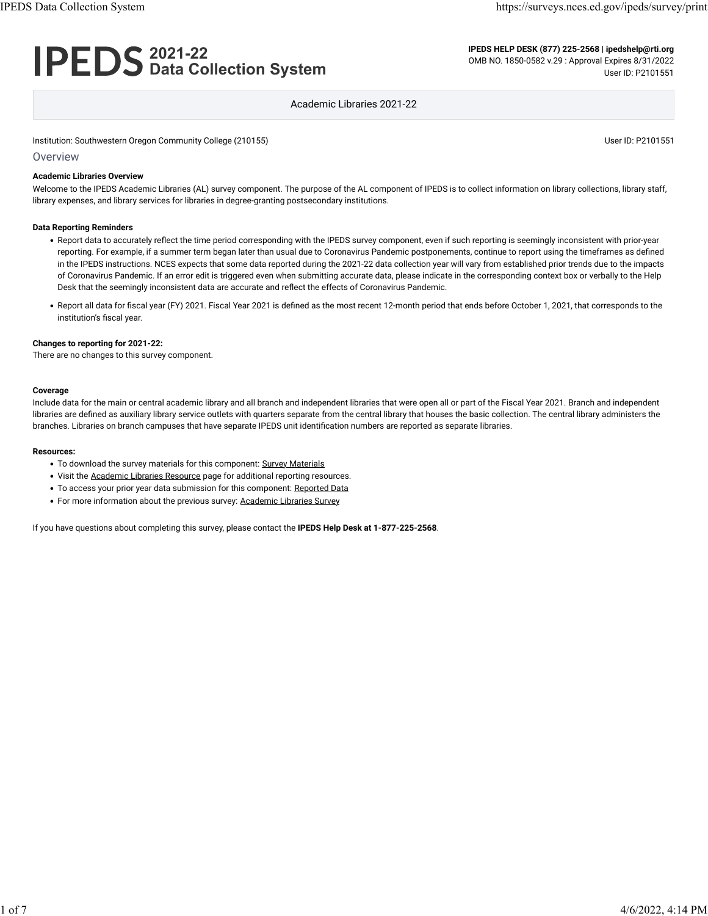# IPEDS 2021-22 Data Collection System

**IPEDS HELP DESK (877) 225-2568 | ipedshelp@rti.org**
OMB NO. 1850-0582 v.29 : Approval Expires 8/31/2022
User ID: P2101551

Academic Libraries 2021-22

Institution: Southwestern Oregon Community College (210155)

User ID: P2101551

## Overview

### Academic Libraries Overview

Welcome to the IPEDS Academic Libraries (AL) survey component. The purpose of the AL component of IPEDS is to collect information on library collections, library staff, library expenses, and library services for libraries in degree-granting postsecondary institutions.

### Data Reporting Reminders

- Report data to accurately reflect the time period corresponding with the IPEDS survey component, even if such reporting is seemingly inconsistent with prior-year reporting. For example, if a summer term began later than usual due to Coronavirus Pandemic postponements, continue to report using the timeframes as defined in the IPEDS instructions. NCES expects that some data reported during the 2021-22 data collection year will vary from established prior trends due to the impacts of Coronavirus Pandemic. If an error edit is triggered even when submitting accurate data, please indicate in the corresponding context box or verbally to the Help Desk that the seemingly inconsistent data are accurate and reflect the effects of Coronavirus Pandemic.
- Report all data for fiscal year (FY) 2021. Fiscal Year 2021 is defined as the most recent 12-month period that ends before October 1, 2021, that corresponds to the institution's fiscal year.

### Changes to reporting for 2021-22:

There are no changes to this survey component.

### Coverage

Include data for the main or central academic library and all branch and independent libraries that were open all or part of the Fiscal Year 2021. Branch and independent libraries are defined as auxiliary library service outlets with quarters separate from the central library that houses the basic collection. The central library administers the branches. Libraries on branch campuses that have separate IPEDS unit identification numbers are reported as separate libraries.

### Resources:

- To download the survey materials for this component: Survey Materials
- Visit the Academic Libraries Resource page for additional reporting resources.
- To access your prior year data submission for this component: Reported Data
- For more information about the previous survey: Academic Libraries Survey

If you have questions about completing this survey, please contact the **IPEDS Help Desk at 1-877-225-2568**.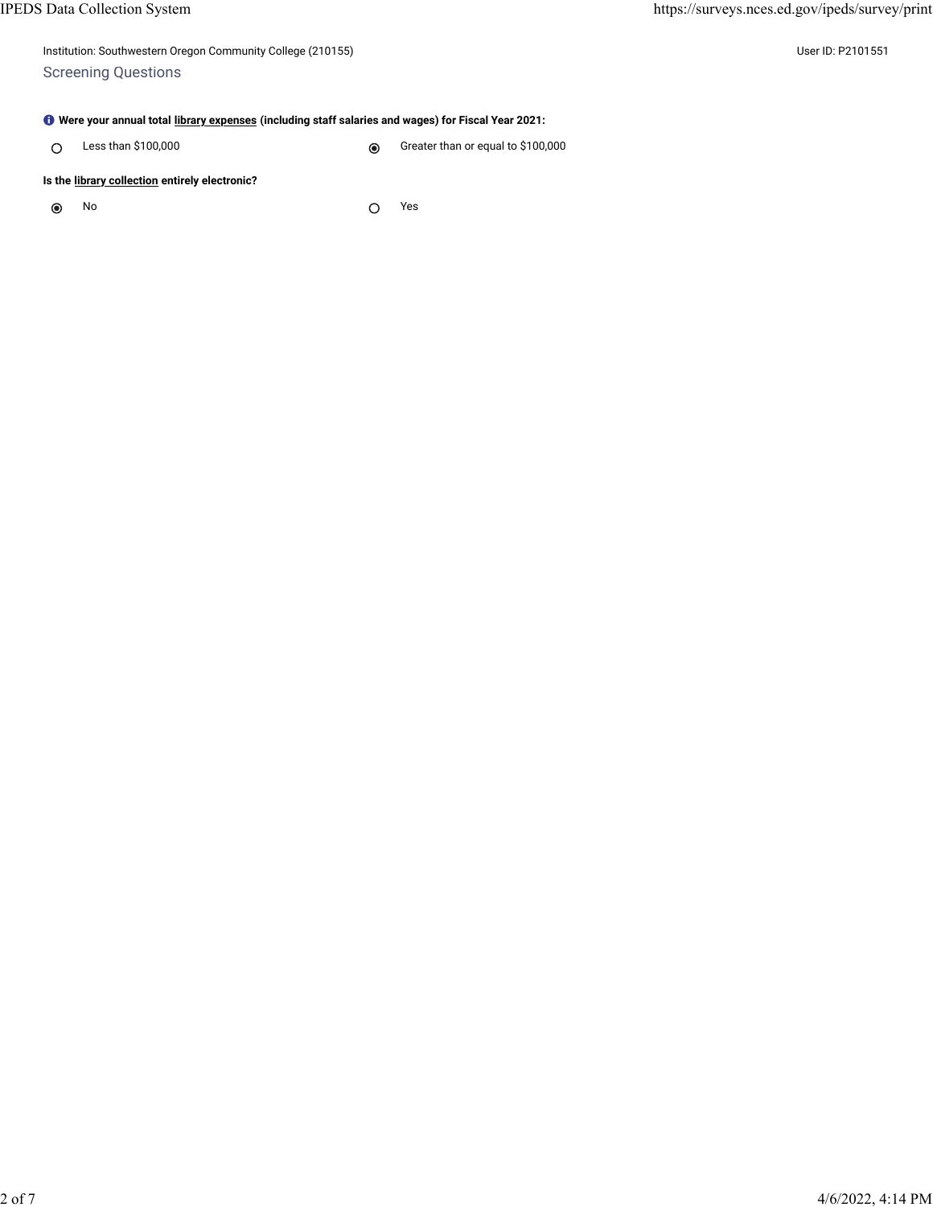Institution: Southwestern Oregon Community College (210155)

User ID: P2101551

## Screening Questions

**Were your annual total library expenses (including staff salaries and wages) for Fiscal Year 2021:**

- ○ Less than $100,000
- ◉ Greater than or equal to $100,000

**Is the library collection entirely electronic?**

- ◉ No
- ○ Yes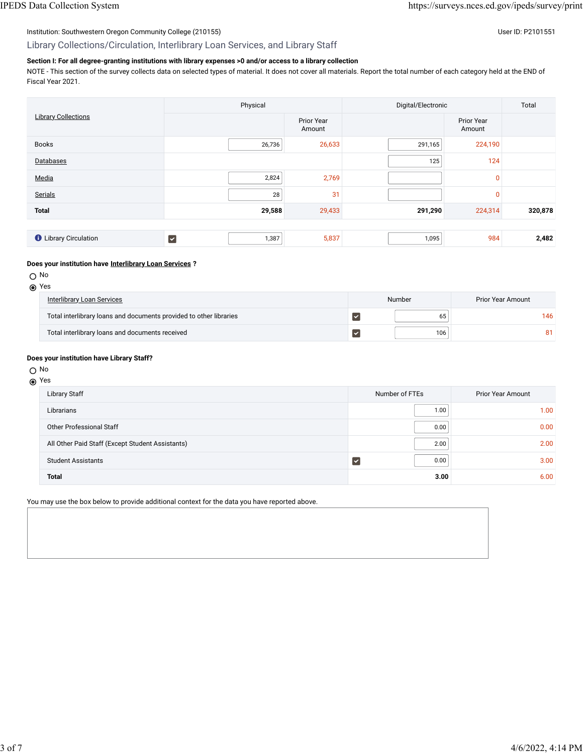Institution: Southwestern Oregon Community College (210155)

User ID: P2101551

## Library Collections/Circulation, Interlibrary Loan Services, and Library Staff

**Section I: For all degree-granting institutions with library expenses >0 and/or access to a library collection**

NOTE - This section of the survey collects data on selected types of material. It does not cover all materials. Report the total number of each category held at the END of Fiscal Year 2021.

| Library Collections | Physical | | Digital/Electronic | | Total |
|---|---|---|---|---|---|
| | | Prior Year Amount | | Prior Year Amount | |
| Books | 26,736 | 26,633 | 291,165 | 224,190 | |
| Databases | | | 125 | 124 | |
| Media | 2,824 | 2,769 | | 0 | |
| Serials | 28 | 31 | | 0 | |
| **Total** | **29,588** | 29,433 | **291,290** | 224,314 | **320,878** |
| Library Circulation | 1,387 | 5,837 | 1,095 | 984 | **2,482** |

**Does your institution have Interlibrary Loan Services ?**

- ○ No
- ◉ Yes

| Interlibrary Loan Services | Number | Prior Year Amount |
|---|---|---|
| Total interlibrary loans and documents provided to other libraries | 65 | 146 |
| Total interlibrary loans and documents received | 106 | 81 |

**Does your institution have Library Staff?**

- ○ No
- ◉ Yes

| Library Staff | Number of FTEs | Prior Year Amount |
|---|---|---|
| Librarians | 1.00 | 1.00 |
| Other Professional Staff | 0.00 | 0.00 |
| All Other Paid Staff (Except Student Assistants) | 2.00 | 2.00 |
| Student Assistants | 0.00 | 3.00 |
| **Total** | **3.00** | 6.00 |

You may use the box below to provide additional context for the data you have reported above.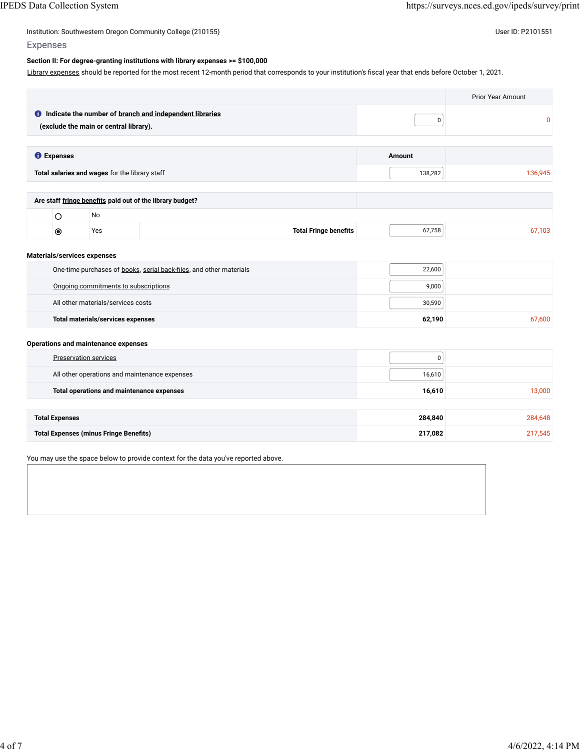Institution: Southwestern Oregon Community College (210155)

User ID: P2101551

## Expenses

**Section II: For degree-granting institutions with library expenses >= $100,000**

Library expenses should be reported for the most recent 12-month period that corresponds to your institution's fiscal year that ends before October 1, 2021.

| | | Prior Year Amount |
|---|---|---|
| **Indicate the number of branch and independent libraries (exclude the main or central library).** | 0 | 0 |

| **Expenses** | **Amount** | |
|---|---|---|
| **Total salaries and wages** for the library staff | 138,282 | 136,945 |

| **Are staff fringe benefits paid out of the library budget?** | | | |
|---|---|---|---|
| ○ | No | | |
| ◉ | Yes | **Total Fringe benefits** | 67,758 | 67,103 |

**Materials/services expenses**

| | | |
|---|---|---|
| One-time purchases of books, serial back-files, and other materials | 22,600 | |
| Ongoing commitments to subscriptions | 9,000 | |
| All other materials/services costs | 30,590 | |
| **Total materials/services expenses** | **62,190** | 67,600 |

**Operations and maintenance expenses**

| | | |
|---|---|---|
| Preservation services | 0 | |
| All other operations and maintenance expenses | 16,610 | |
| **Total operations and maintenance expenses** | **16,610** | 13,000 |

| | | |
|---|---|---|
| **Total Expenses** | **284,840** | 284,648 |
| **Total Expenses (minus Fringe Benefits)** | **217,082** | 217,545 |

You may use the space below to provide context for the data you've reported above.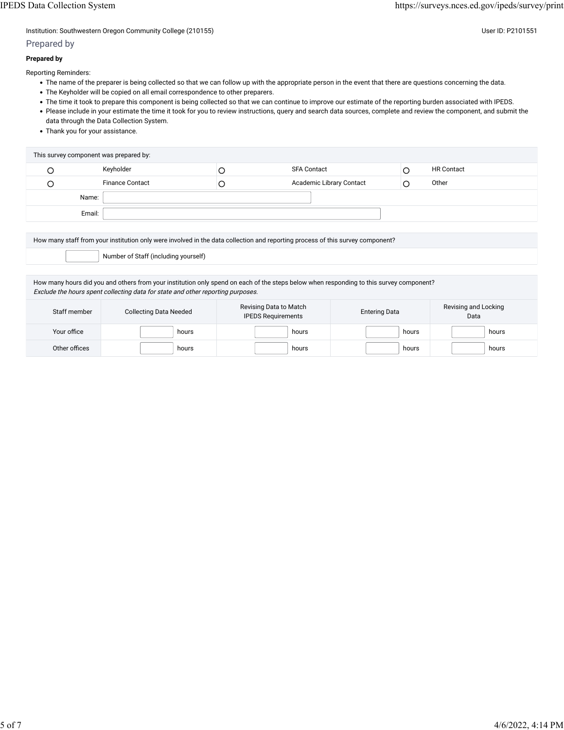Institution: Southwestern Oregon Community College (210155) User ID: P2101551

## Prepared by

**Prepared by**

Reporting Reminders:

- The name of the preparer is being collected so that we can follow up with the appropriate person in the event that there are questions concerning the data.
- The Keyholder will be copied on all email correspondence to other preparers.
- The time it took to prepare this component is being collected so that we can continue to improve our estimate of the reporting burden associated with IPEDS.
- Please include in your estimate the time it took for you to review instructions, query and search data sources, complete and review the component, and submit the data through the Data Collection System.
- Thank you for your assistance.

| This survey component was prepared by: | | | | | |
|---|---|---|---|---|---|
| ○ | Keyholder | ○ | SFA Contact | ○ | HR Contact |
| ○ | Finance Contact | ○ | Academic Library Contact | ○ | Other |
| Name: | | | | | |
| Email: | | | | | |

| How many staff from your institution only were involved in the data collection and reporting process of this survey component? | |
|---|---|
| | Number of Staff (including yourself) |

How many hours did you and others from your institution only spend on each of the steps below when responding to this survey component?
*Exclude the hours spent collecting data for state and other reporting purposes.*

| Staff member | Collecting Data Needed | Revising Data to Match IPEDS Requirements | Entering Data | Revising and Locking Data |
|---|---|---|---|---|
| Your office | hours | hours | hours | hours |
| Other offices | hours | hours | hours | hours |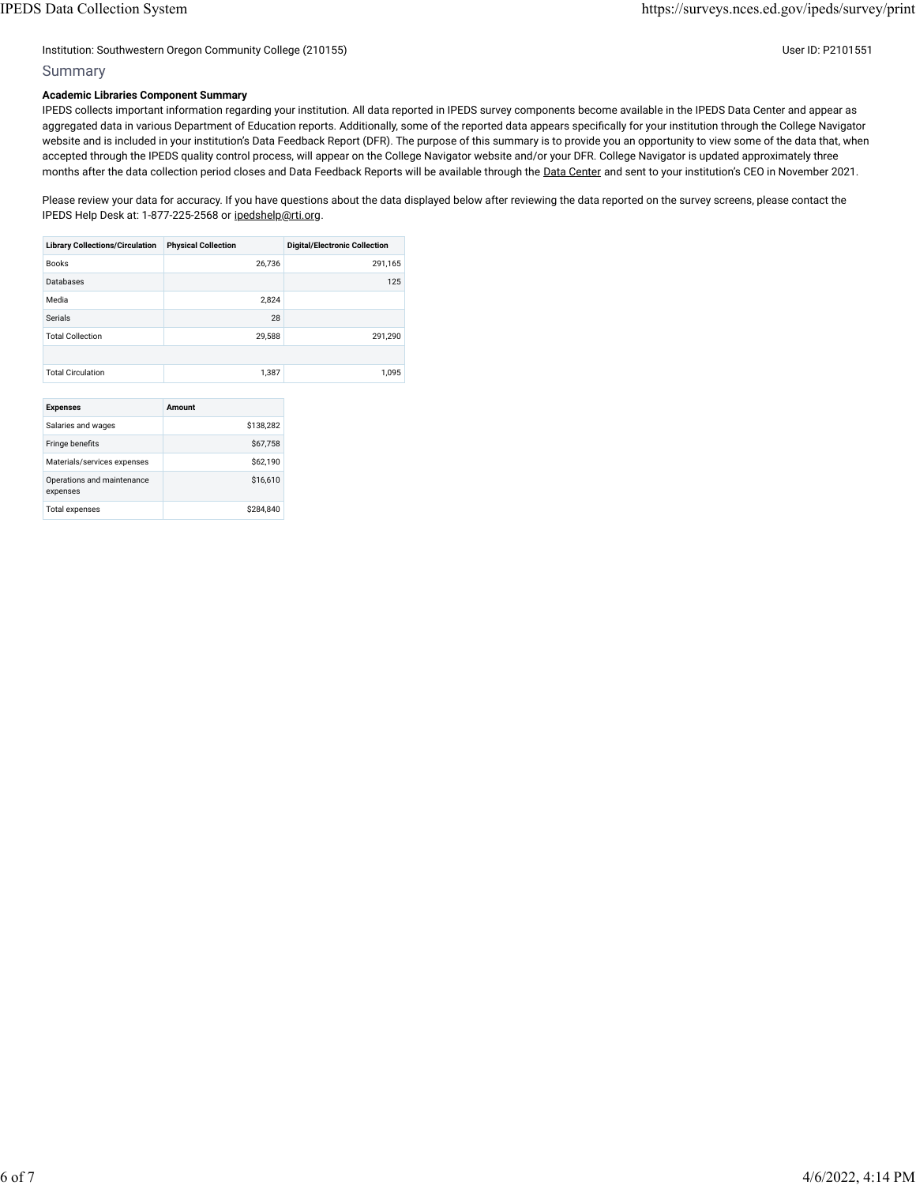Institution: Southwestern Oregon Community College (210155)

User ID: P2101551

## Summary

**Academic Libraries Component Summary**

IPEDS collects important information regarding your institution. All data reported in IPEDS survey components become available in the IPEDS Data Center and appear as aggregated data in various Department of Education reports. Additionally, some of the reported data appears specifically for your institution through the College Navigator website and is included in your institution's Data Feedback Report (DFR). The purpose of this summary is to provide you an opportunity to view some of the data that, when accepted through the IPEDS quality control process, will appear on the College Navigator website and/or your DFR. College Navigator is updated approximately three months after the data collection period closes and Data Feedback Reports will be available through the Data Center and sent to your institution's CEO in November 2021.

Please review your data for accuracy. If you have questions about the data displayed below after reviewing the data reported on the survey screens, please contact the IPEDS Help Desk at: 1-877-225-2568 or ipedshelp@rti.org.

| Library Collections/Circulation | Physical Collection | Digital/Electronic Collection |
|---|---|---|
| Books | 26,736 | 291,165 |
| Databases | | 125 |
| Media | 2,824 | |
| Serials | 28 | |
| Total Collection | 29,588 | 291,290 |
| | | |
| Total Circulation | 1,387 | 1,095 |

| Expenses | Amount |
|---|---|
| Salaries and wages | $138,282 |
| Fringe benefits | $67,758 |
| Materials/services expenses | $62,190 |
| Operations and maintenance expenses | $16,610 |
| Total expenses | $284,840 |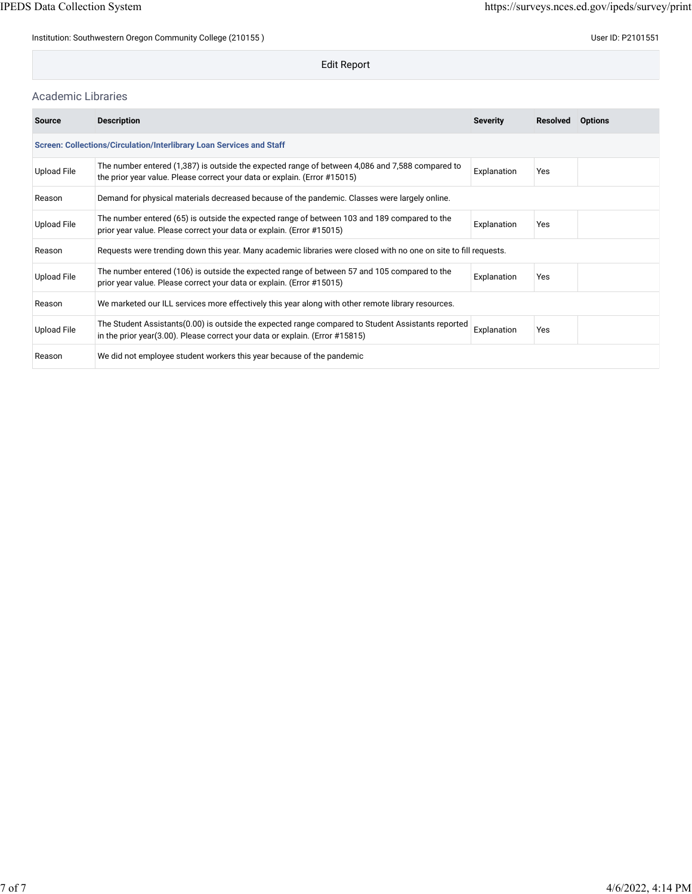Institution: Southwestern Oregon Community College (210155 )

User ID: P2101551

Edit Report

## Academic Libraries

| Source | Description | Severity | Resolved | Options |
| --- | --- | --- | --- | --- |
| **Screen: Collections/Circulation/Interlibrary Loan Services and Staff** | | | | |
| Upload File | The number entered (1,387) is outside the expected range of between 4,086 and 7,588 compared to the prior year value. Please correct your data or explain. (Error #15015) | Explanation | Yes | |
| Reason | Demand for physical materials decreased because of the pandemic. Classes were largely online. | | | |
| Upload File | The number entered (65) is outside the expected range of between 103 and 189 compared to the prior year value. Please correct your data or explain. (Error #15015) | Explanation | Yes | |
| Reason | Requests were trending down this year. Many academic libraries were closed with no one on site to fill requests. | | | |
| Upload File | The number entered (106) is outside the expected range of between 57 and 105 compared to the prior year value. Please correct your data or explain. (Error #15015) | Explanation | Yes | |
| Reason | We marketed our ILL services more effectively this year along with other remote library resources. | | | |
| Upload File | The Student Assistants(0.00) is outside the expected range compared to Student Assistants reported in the prior year(3.00). Please correct your data or explain. (Error #15815) | Explanation | Yes | |
| Reason | We did not employee student workers this year because of the pandemic | | | |